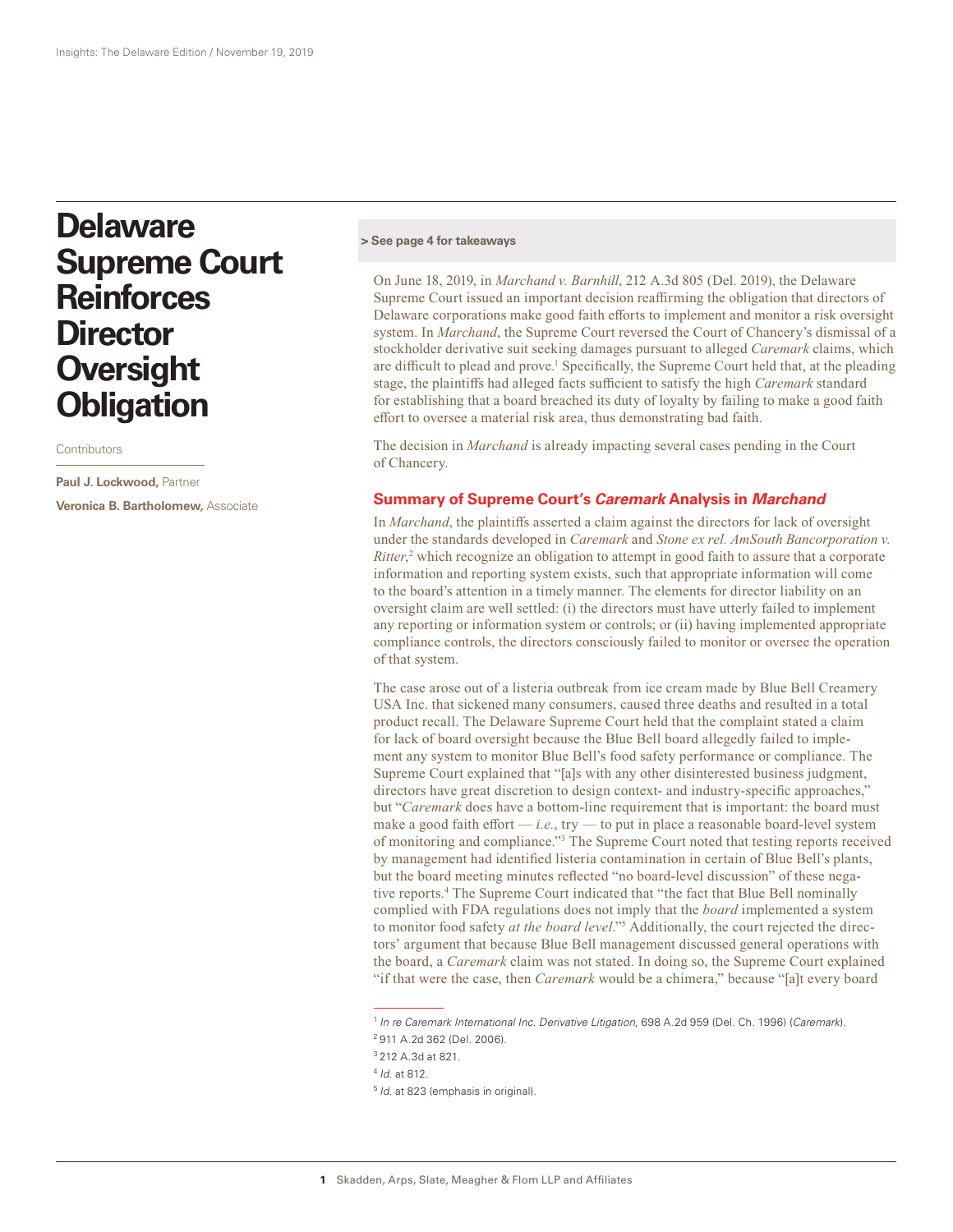# Delaware Supreme Court Reinforces Director Oversight Obligation

Contributors

**Paul J. Lockwood,** Partner

**Veronica B. Bartholomew,** Associate

**> See page 4 for takeaways**

On June 18, 2019, in *Marchand v. Barnhill*, 212 A.3d 805 (Del. 2019), the Delaware Supreme Court issued an important decision reaffirming the obligation that directors of Delaware corporations make good faith efforts to implement and monitor a risk oversight system. In *Marchand*, the Supreme Court reversed the Court of Chancery's dismissal of a stockholder derivative suit seeking damages pursuant to alleged *Caremark* claims, which are difficult to plead and prove.[1] Specifically, the Supreme Court held that, at the pleading stage, the plaintiffs had alleged facts sufficient to satisfy the high *Caremark* standard for establishing that a board breached its duty of loyalty by failing to make a good faith effort to oversee a material risk area, thus demonstrating bad faith.

The decision in *Marchand* is already impacting several cases pending in the Court of Chancery.

## Summary of Supreme Court's *Caremark* Analysis in *Marchand*

In *Marchand*, the plaintiffs asserted a claim against the directors for lack of oversight under the standards developed in *Caremark* and *Stone ex rel. AmSouth Bancorporation v. Ritter*,[2] which recognize an obligation to attempt in good faith to assure that a corporate information and reporting system exists, such that appropriate information will come to the board's attention in a timely manner. The elements for director liability on an oversight claim are well settled: (i) the directors must have utterly failed to implement any reporting or information system or controls; or (ii) having implemented appropriate compliance controls, the directors consciously failed to monitor or oversee the operation of that system.

The case arose out of a listeria outbreak from ice cream made by Blue Bell Creamery USA Inc. that sickened many consumers, caused three deaths and resulted in a total product recall. The Delaware Supreme Court held that the complaint stated a claim for lack of board oversight because the Blue Bell board allegedly failed to implement any system to monitor Blue Bell's food safety performance or compliance. The Supreme Court explained that "[a]s with any other disinterested business judgment, directors have great discretion to design context- and industry-specific approaches," but "*Caremark* does have a bottom-line requirement that is important: the board must make a good faith effort — *i.e.*, try — to put in place a reasonable board-level system of monitoring and compliance."[3] The Supreme Court noted that testing reports received by management had identified listeria contamination in certain of Blue Bell's plants, but the board meeting minutes reflected "no board-level discussion" of these negative reports.[4] The Supreme Court indicated that "the fact that Blue Bell nominally complied with FDA regulations does not imply that the *board* implemented a system to monitor food safety *at the board level*."[5] Additionally, the court rejected the directors' argument that because Blue Bell management discussed general operations with the board, a *Caremark* claim was not stated. In doing so, the Supreme Court explained "if that were the case, then *Caremark* would be a chimera," because "[a]t every board

---

[1] *In re Caremark International Inc. Derivative Litigation*, 698 A.2d 959 (Del. Ch. 1996) (*Caremark*).

[2] 911 A.2d 362 (Del. 2006).

[3] 212 A.3d at 821.

[4] *Id.* at 812.

[5] *Id.* at 823 (emphasis in original).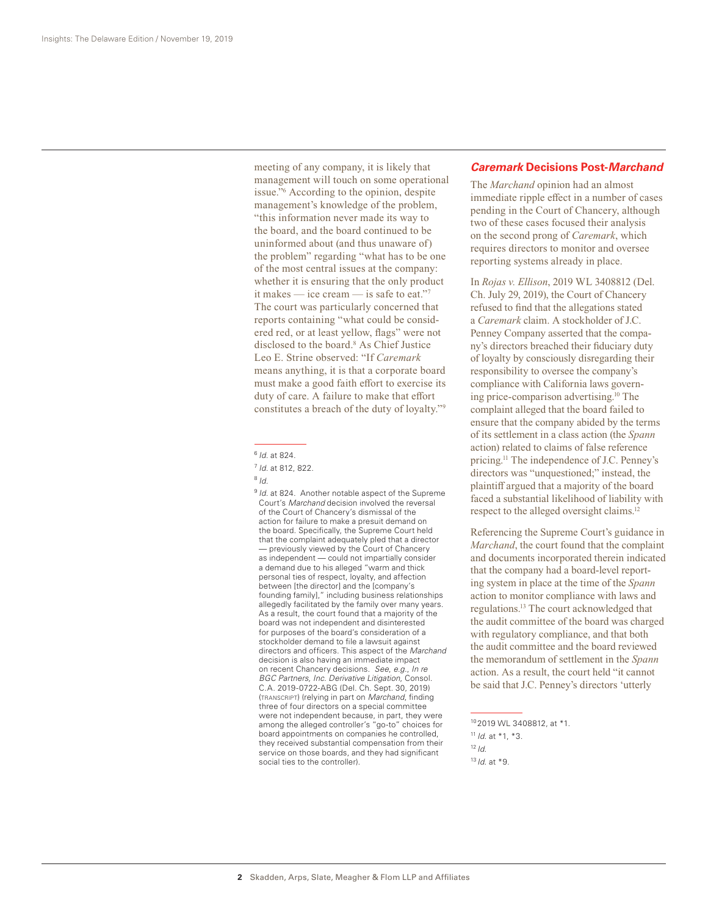meeting of any company, it is likely that management will touch on some operational issue."[6] According to the opinion, despite management's knowledge of the problem, "this information never made its way to the board, and the board continued to be uninformed about (and thus unaware of) the problem" regarding "what has to be one of the most central issues at the company: whether it is ensuring that the only product it makes — ice cream — is safe to eat."[7] The court was particularly concerned that reports containing "what could be considered red, or at least yellow, flags" were not disclosed to the board.[8] As Chief Justice Leo E. Strine observed: "If *Caremark* means anything, it is that a corporate board must make a good faith effort to exercise its duty of care. A failure to make that effort constitutes a breach of the duty of loyalty."[9]

---

[6] *Id.* at 824.

[7] *Id.* at 812, 822.

[8] *Id.*

[9] *Id.* at 824. Another notable aspect of the Supreme Court's *Marchand* decision involved the reversal of the Court of Chancery's dismissal of the action for failure to make a presuit demand on the board. Specifically, the Supreme Court held that the complaint adequately pled that a director — previously viewed by the Court of Chancery as independent — could not impartially consider a demand due to his alleged "warm and thick personal ties of respect, loyalty, and affection between [the director] and the [company's founding family]," including business relationships allegedly facilitated by the family over many years. As a result, the court found that a majority of the board was not independent and disinterested for purposes of the board's consideration of a stockholder demand to file a lawsuit against directors and officers. This aspect of the *Marchand* decision is also having an immediate impact on recent Chancery decisions. *See, e.g., In re BGC Partners, Inc. Derivative Litigation,* Consol. C.A. 2019-0722-ABG (Del. Ch. Sept. 30, 2019) (TRANSCRIPT) (relying in part on *Marchand*, finding three of four directors on a special committee were not independent because, in part, they were among the alleged controller's "go-to" choices for board appointments on companies he controlled, they received substantial compensation from their service on those boards, and they had significant social ties to the controller).

## *Caremark* Decisions Post-*Marchand*

The *Marchand* opinion had an almost immediate ripple effect in a number of cases pending in the Court of Chancery, although two of these cases focused their analysis on the second prong of *Caremark*, which requires directors to monitor and oversee reporting systems already in place.

In *Rojas v. Ellison*, 2019 WL 3408812 (Del. Ch. July 29, 2019), the Court of Chancery refused to find that the allegations stated a *Caremark* claim. A stockholder of J.C. Penney Company asserted that the company's directors breached their fiduciary duty of loyalty by consciously disregarding their responsibility to oversee the company's compliance with California laws governing price-comparison advertising.[10] The complaint alleged that the board failed to ensure that the company abided by the terms of its settlement in a class action (the *Spann* action) related to claims of false reference pricing.[11] The independence of J.C. Penney's directors was "unquestioned;" instead, the plaintiff argued that a majority of the board faced a substantial likelihood of liability with respect to the alleged oversight claims.[12]

Referencing the Supreme Court's guidance in *Marchand*, the court found that the complaint and documents incorporated therein indicated that the company had a board-level reporting system in place at the time of the *Spann* action to monitor compliance with laws and regulations.[13] The court acknowledged that the audit committee of the board was charged with regulatory compliance, and that both the audit committee and the board reviewed the memorandum of settlement in the *Spann* action. As a result, the court held "it cannot be said that J.C. Penney's directors 'utterly

---

[10] 2019 WL 3408812, at *1.

[11] *Id.* at *1, *3.

[12] *Id.*

[13] *Id.* at *9.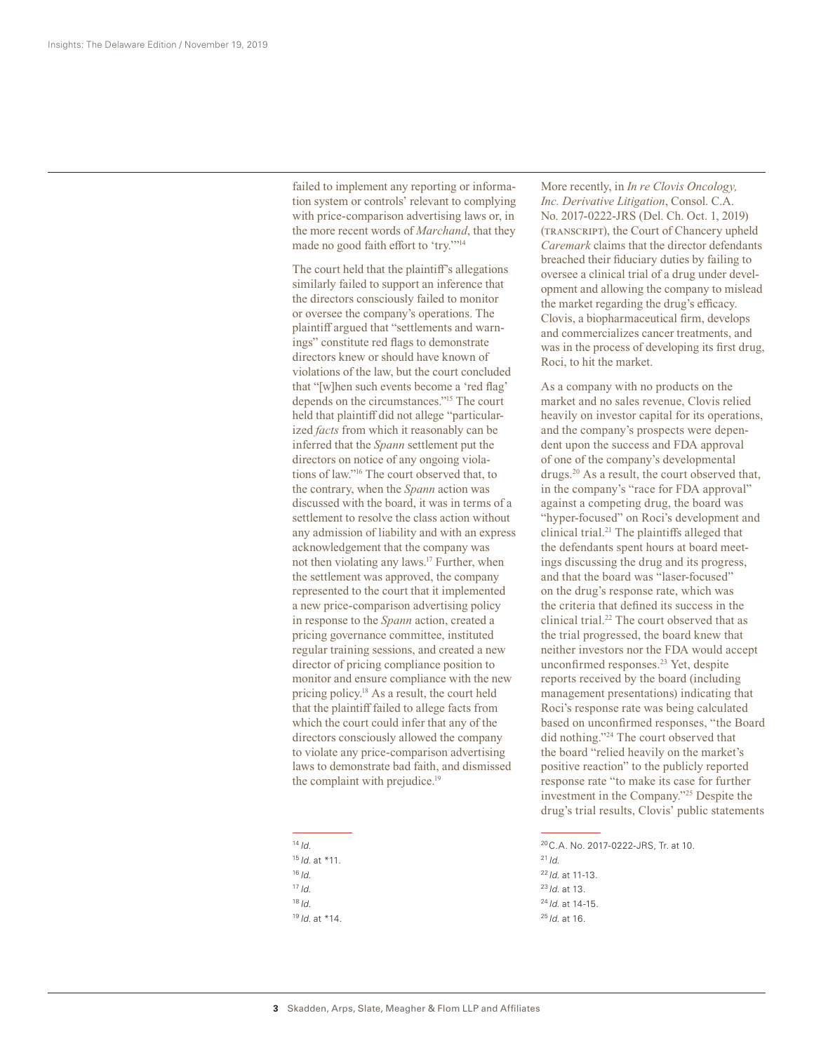failed to implement any reporting or information system or controls' relevant to complying with price-comparison advertising laws or, in the more recent words of *Marchand*, that they made no good faith effort to 'try.'"[14]

The court held that the plaintiff's allegations similarly failed to support an inference that the directors consciously failed to monitor or oversee the company's operations. The plaintiff argued that "settlements and warnings" constitute red flags to demonstrate directors knew or should have known of violations of the law, but the court concluded that "[w]hen such events become a 'red flag' depends on the circumstances."[15] The court held that plaintiff did not allege "particularized *facts* from which it reasonably can be inferred that the *Spann* settlement put the directors on notice of any ongoing violations of law."[16] The court observed that, to the contrary, when the *Spann* action was discussed with the board, it was in terms of a settlement to resolve the class action without any admission of liability and with an express acknowledgement that the company was not then violating any laws.[17] Further, when the settlement was approved, the company represented to the court that it implemented a new price-comparison advertising policy in response to the *Spann* action, created a pricing governance committee, instituted regular training sessions, and created a new director of pricing compliance position to monitor and ensure compliance with the new pricing policy.[18] As a result, the court held that the plaintiff failed to allege facts from which the court could infer that any of the directors consciously allowed the company to violate any price-comparison advertising laws to demonstrate bad faith, and dismissed the complaint with prejudice.[19]

More recently, in *In re Clovis Oncology, Inc. Derivative Litigation*, Consol. C.A. No. 2017-0222-JRS (Del. Ch. Oct. 1, 2019) (TRANSCRIPT), the Court of Chancery upheld *Caremark* claims that the director defendants breached their fiduciary duties by failing to oversee a clinical trial of a drug under development and allowing the company to mislead the market regarding the drug's efficacy. Clovis, a biopharmaceutical firm, develops and commercializes cancer treatments, and was in the process of developing its first drug, Roci, to hit the market.

As a company with no products on the market and no sales revenue, Clovis relied heavily on investor capital for its operations, and the company's prospects were dependent upon the success and FDA approval of one of the company's developmental drugs.[20] As a result, the court observed that, in the company's "race for FDA approval" against a competing drug, the board was "hyper-focused" on Roci's development and clinical trial.[21] The plaintiffs alleged that the defendants spent hours at board meetings discussing the drug and its progress, and that the board was "laser-focused" on the drug's response rate, which was the criteria that defined its success in the clinical trial.[22] The court observed that as the trial progressed, the board knew that neither investors nor the FDA would accept unconfirmed responses.[23] Yet, despite reports received by the board (including management presentations) indicating that Roci's response rate was being calculated based on unconfirmed responses, "the Board did nothing."[24] The court observed that the board "relied heavily on the market's positive reaction" to the publicly reported response rate "to make its case for further investment in the Company."[25] Despite the drug's trial results, Clovis' public statements

[14] *Id.*
[15] *Id.* at *11.
[16] *Id.*
[17] *Id.*
[18] *Id.*
[19] *Id.* at *14.

[20] C.A. No. 2017-0222-JRS, Tr. at 10.
[21] *Id.*
[22] *Id.* at 11-13.
[23] *Id.* at 13.
[24] *Id.* at 14-15.
[25] *Id.* at 16.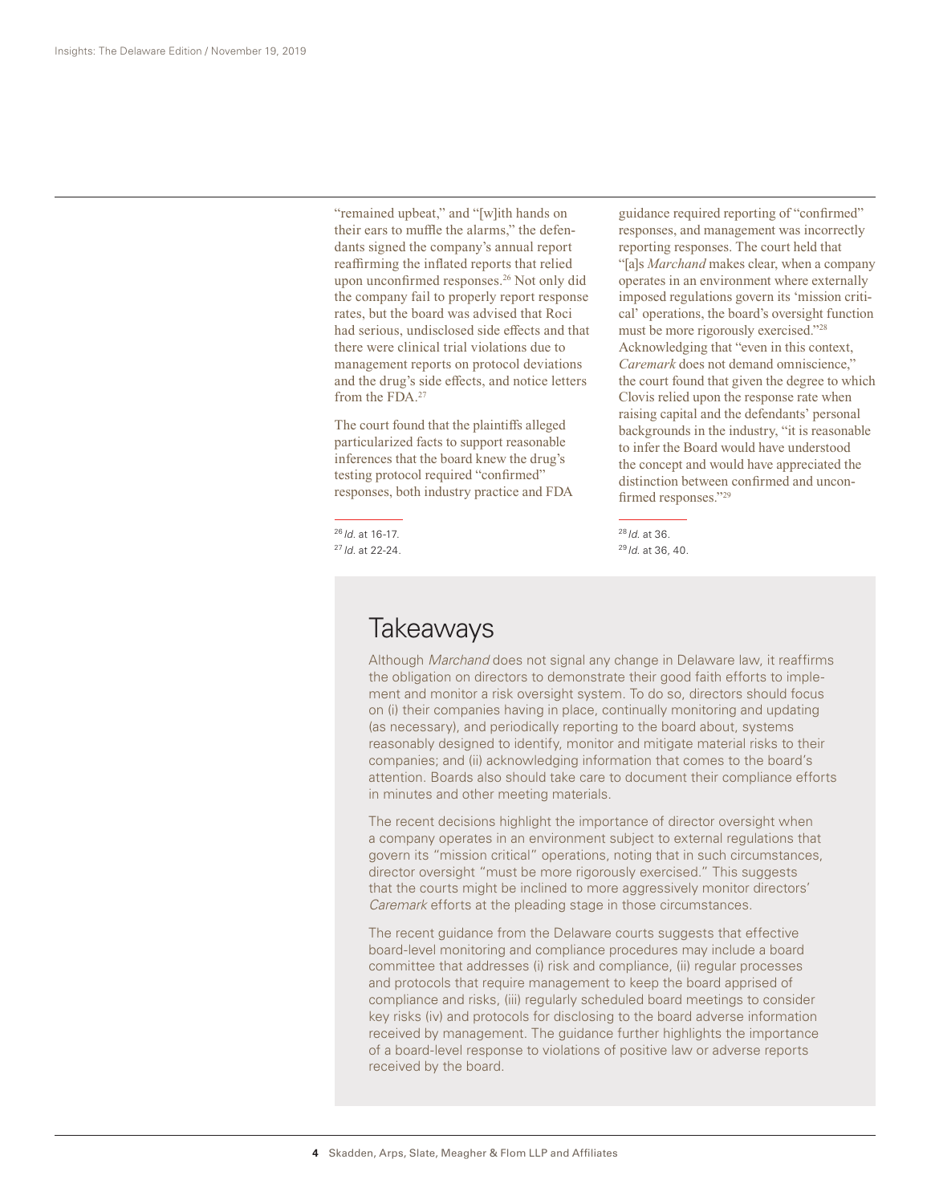"remained upbeat," and "[w]ith hands on their ears to muffle the alarms," the defendants signed the company's annual report reaffirming the inflated reports that relied upon unconfirmed responses.[26] Not only did the company fail to properly report response rates, but the board was advised that Roci had serious, undisclosed side effects and that there were clinical trial violations due to management reports on protocol deviations and the drug's side effects, and notice letters from the FDA.[27]

The court found that the plaintiffs alleged particularized facts to support reasonable inferences that the board knew the drug's testing protocol required "confirmed" responses, both industry practice and FDA guidance required reporting of "confirmed" responses, and management was incorrectly reporting responses. The court held that "[a]s *Marchand* makes clear, when a company operates in an environment where externally imposed regulations govern its 'mission critical' operations, the board's oversight function must be more rigorously exercised."[28] Acknowledging that "even in this context, *Caremark* does not demand omniscience," the court found that given the degree to which Clovis relied upon the response rate when raising capital and the defendants' personal backgrounds in the industry, "it is reasonable to infer the Board would have understood the concept and would have appreciated the distinction between confirmed and unconfirmed responses."[29]

[26] *Id.* at 16-17.

[27] *Id.* at 22-24.

[28] *Id.* at 36.

[29] *Id.* at 36, 40.

## Takeaways

Although *Marchand* does not signal any change in Delaware law, it reaffirms the obligation on directors to demonstrate their good faith efforts to implement and monitor a risk oversight system. To do so, directors should focus on (i) their companies having in place, continually monitoring and updating (as necessary), and periodically reporting to the board about, systems reasonably designed to identify, monitor and mitigate material risks to their companies; and (ii) acknowledging information that comes to the board's attention. Boards also should take care to document their compliance efforts in minutes and other meeting materials.

The recent decisions highlight the importance of director oversight when a company operates in an environment subject to external regulations that govern its "mission critical" operations, noting that in such circumstances, director oversight "must be more rigorously exercised." This suggests that the courts might be inclined to more aggressively monitor directors' *Caremark* efforts at the pleading stage in those circumstances.

The recent guidance from the Delaware courts suggests that effective board-level monitoring and compliance procedures may include a board committee that addresses (i) risk and compliance, (ii) regular processes and protocols that require management to keep the board apprised of compliance and risks, (iii) regularly scheduled board meetings to consider key risks (iv) and protocols for disclosing to the board adverse information received by management. The guidance further highlights the importance of a board-level response to violations of positive law or adverse reports received by the board.